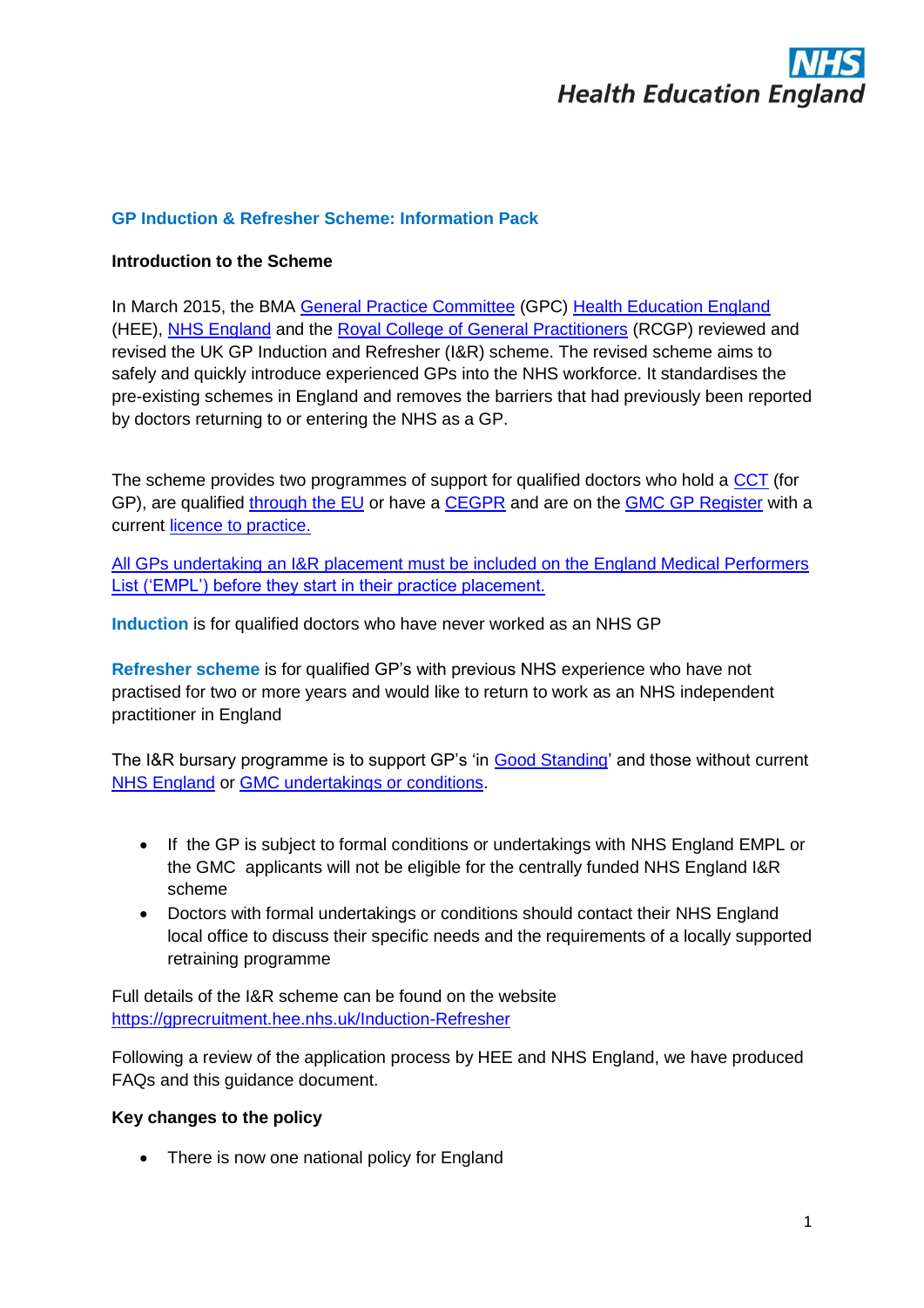NHS Health Education England

## GP Induction & Refresher Scheme: Information Pack

**Introduction to the Scheme**

In March 2015, the BMA General Practice Committee (GPC) Health Education England (HEE), NHS England and the Royal College of General Practitioners (RCGP) reviewed and revised the UK GP Induction and Refresher (I&R) scheme. The revised scheme aims to safely and quickly introduce experienced GPs into the NHS workforce. It standardises the pre-existing schemes in England and removes the barriers that had previously been reported by doctors returning to or entering the NHS as a GP.

The scheme provides two programmes of support for qualified doctors who hold a CCT (for GP), are qualified through the EU or have a CEGPR and are on the GMC GP Register with a current licence to practice.

All GPs undertaking an I&R placement must be included on the England Medical Performers List ('EMPL') before they start in their practice placement.

**Induction** is for qualified doctors who have never worked as an NHS GP

**Refresher scheme** is for qualified GP's with previous NHS experience who have not practised for two or more years and would like to return to work as an NHS independent practitioner in England

The I&R bursary programme is to support GP's 'in Good Standing' and those without current NHS England or GMC undertakings or conditions.

- If the GP is subject to formal conditions or undertakings with NHS England EMPL or the GMC applicants will not be eligible for the centrally funded NHS England I&R scheme
- Doctors with formal undertakings or conditions should contact their NHS England local office to discuss their specific needs and the requirements of a locally supported retraining programme

Full details of the I&R scheme can be found on the website https://gprecruitment.hee.nhs.uk/Induction-Refresher

Following a review of the application process by HEE and NHS England, we have produced FAQs and this guidance document.

**Key changes to the policy**

- There is now one national policy for England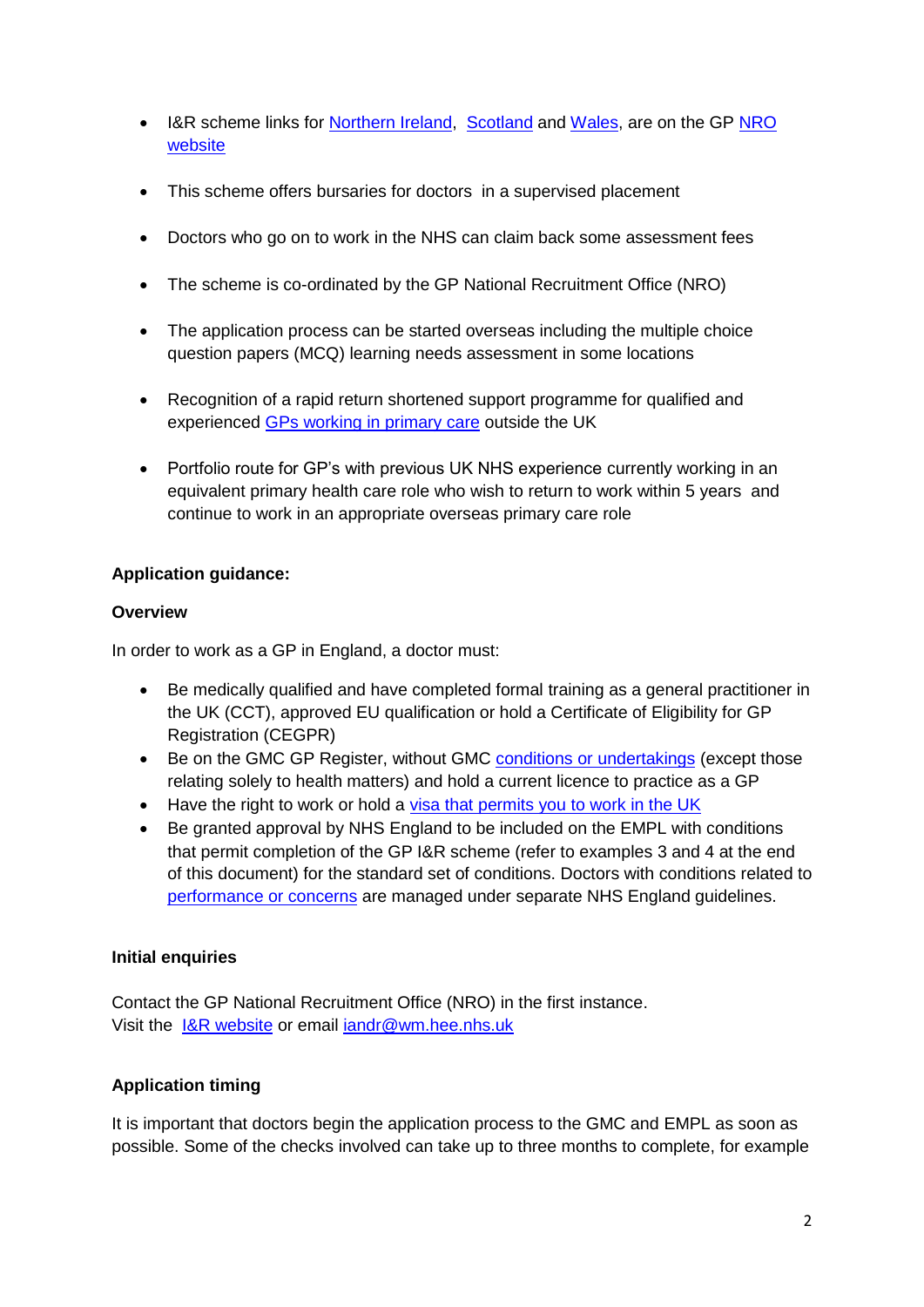- I&R scheme links for Northern Ireland, Scotland and Wales, are on the GP NRO website
- This scheme offers bursaries for doctors in a supervised placement
- Doctors who go on to work in the NHS can claim back some assessment fees
- The scheme is co-ordinated by the GP National Recruitment Office (NRO)
- The application process can be started overseas including the multiple choice question papers (MCQ) learning needs assessment in some locations
- Recognition of a rapid return shortened support programme for qualified and experienced GPs working in primary care outside the UK
- Portfolio route for GP's with previous UK NHS experience currently working in an equivalent primary health care role who wish to return to work within 5 years and continue to work in an appropriate overseas primary care role

**Application guidance:**

**Overview**

In order to work as a GP in England, a doctor must:

- Be medically qualified and have completed formal training as a general practitioner in the UK (CCT), approved EU qualification or hold a Certificate of Eligibility for GP Registration (CEGPR)
- Be on the GMC GP Register, without GMC conditions or undertakings (except those relating solely to health matters) and hold a current licence to practice as a GP
- Have the right to work or hold a visa that permits you to work in the UK
- Be granted approval by NHS England to be included on the EMPL with conditions that permit completion of the GP I&R scheme (refer to examples 3 and 4 at the end of this document) for the standard set of conditions. Doctors with conditions related to performance or concerns are managed under separate NHS England guidelines.

**Initial enquiries**

Contact the GP National Recruitment Office (NRO) in the first instance.
Visit the I&R website or email iandr@wm.hee.nhs.uk

**Application timing**

It is important that doctors begin the application process to the GMC and EMPL as soon as possible. Some of the checks involved can take up to three months to complete, for example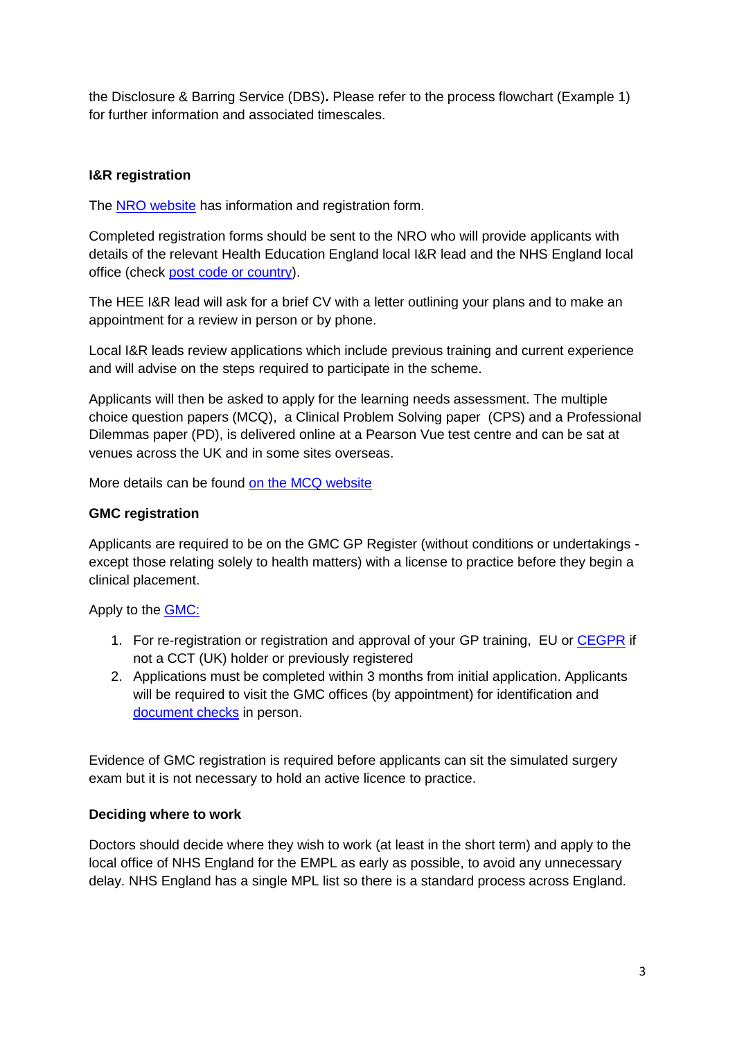the Disclosure & Barring Service (DBS). Please refer to the process flowchart (Example 1) for further information and associated timescales.

**I&R registration**

The NRO website has information and registration form.

Completed registration forms should be sent to the NRO who will provide applicants with details of the relevant Health Education England local I&R lead and the NHS England local office (check post code or country).

The HEE I&R lead will ask for a brief CV with a letter outlining your plans and to make an appointment for a review in person or by phone.

Local I&R leads review applications which include previous training and current experience and will advise on the steps required to participate in the scheme.

Applicants will then be asked to apply for the learning needs assessment. The multiple choice question papers (MCQ), a Clinical Problem Solving paper (CPS) and a Professional Dilemmas paper (PD), is delivered online at a Pearson Vue test centre and can be sat at venues across the UK and in some sites overseas.

More details can be found on the MCQ website

**GMC registration**

Applicants are required to be on the GMC GP Register (without conditions or undertakings - except those relating solely to health matters) with a license to practice before they begin a clinical placement.

Apply to the GMC:

1. For re-registration or registration and approval of your GP training, EU or CEGPR if not a CCT (UK) holder or previously registered
2. Applications must be completed within 3 months from initial application. Applicants will be required to visit the GMC offices (by appointment) for identification and document checks in person.

Evidence of GMC registration is required before applicants can sit the simulated surgery exam but it is not necessary to hold an active licence to practice.

**Deciding where to work**

Doctors should decide where they wish to work (at least in the short term) and apply to the local office of NHS England for the EMPL as early as possible, to avoid any unnecessary delay. NHS England has a single MPL list so there is a standard process across England.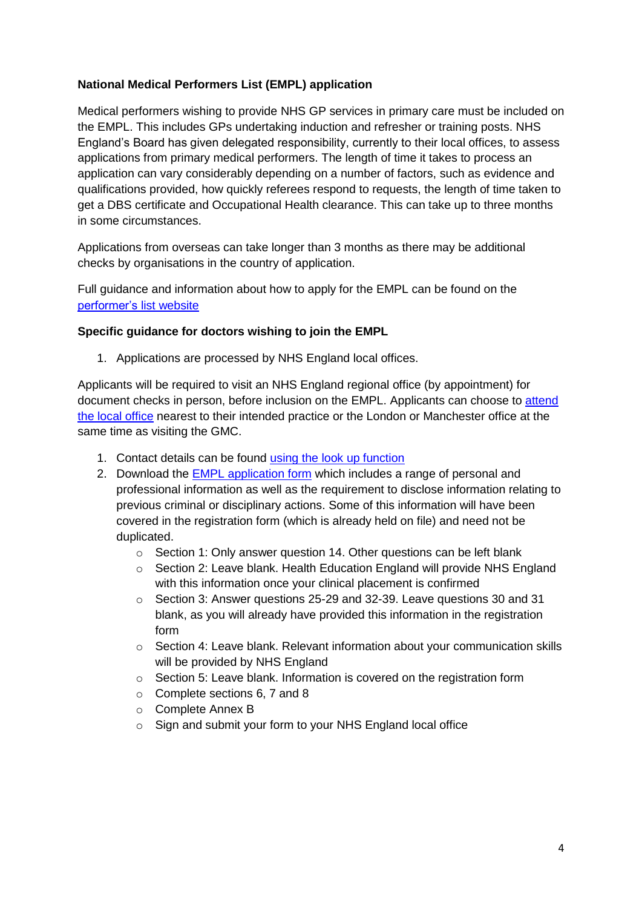**National Medical Performers List (EMPL) application**

Medical performers wishing to provide NHS GP services in primary care must be included on the EMPL. This includes GPs undertaking induction and refresher or training posts. NHS England's Board has given delegated responsibility, currently to their local offices, to assess applications from primary medical performers. The length of time it takes to process an application can vary considerably depending on a number of factors, such as evidence and qualifications provided, how quickly referees respond to requests, the length of time taken to get a DBS certificate and Occupational Health clearance. This can take up to three months in some circumstances.

Applications from overseas can take longer than 3 months as there may be additional checks by organisations in the country of application.

Full guidance and information about how to apply for the EMPL can be found on the [performer's list website]

**Specific guidance for doctors wishing to join the EMPL**

1. Applications are processed by NHS England local offices.

Applicants will be required to visit an NHS England regional office (by appointment) for document checks in person, before inclusion on the EMPL. Applicants can choose to [attend the local office] nearest to their intended practice or the London or Manchester office at the same time as visiting the GMC.

1. Contact details can be found [using the look up function]
2. Download the [EMPL application form] which includes a range of personal and professional information as well as the requirement to disclose information relating to previous criminal or disciplinary actions. Some of this information will have been covered in the registration form (which is already held on file) and need not be duplicated.
    - Section 1: Only answer question 14. Other questions can be left blank
    - Section 2: Leave blank. Health Education England will provide NHS England with this information once your clinical placement is confirmed
    - Section 3: Answer questions 25-29 and 32-39. Leave questions 30 and 31 blank, as you will already have provided this information in the registration form
    - Section 4: Leave blank. Relevant information about your communication skills will be provided by NHS England
    - Section 5: Leave blank. Information is covered on the registration form
    - Complete sections 6, 7 and 8
    - Complete Annex B
    - Sign and submit your form to your NHS England local office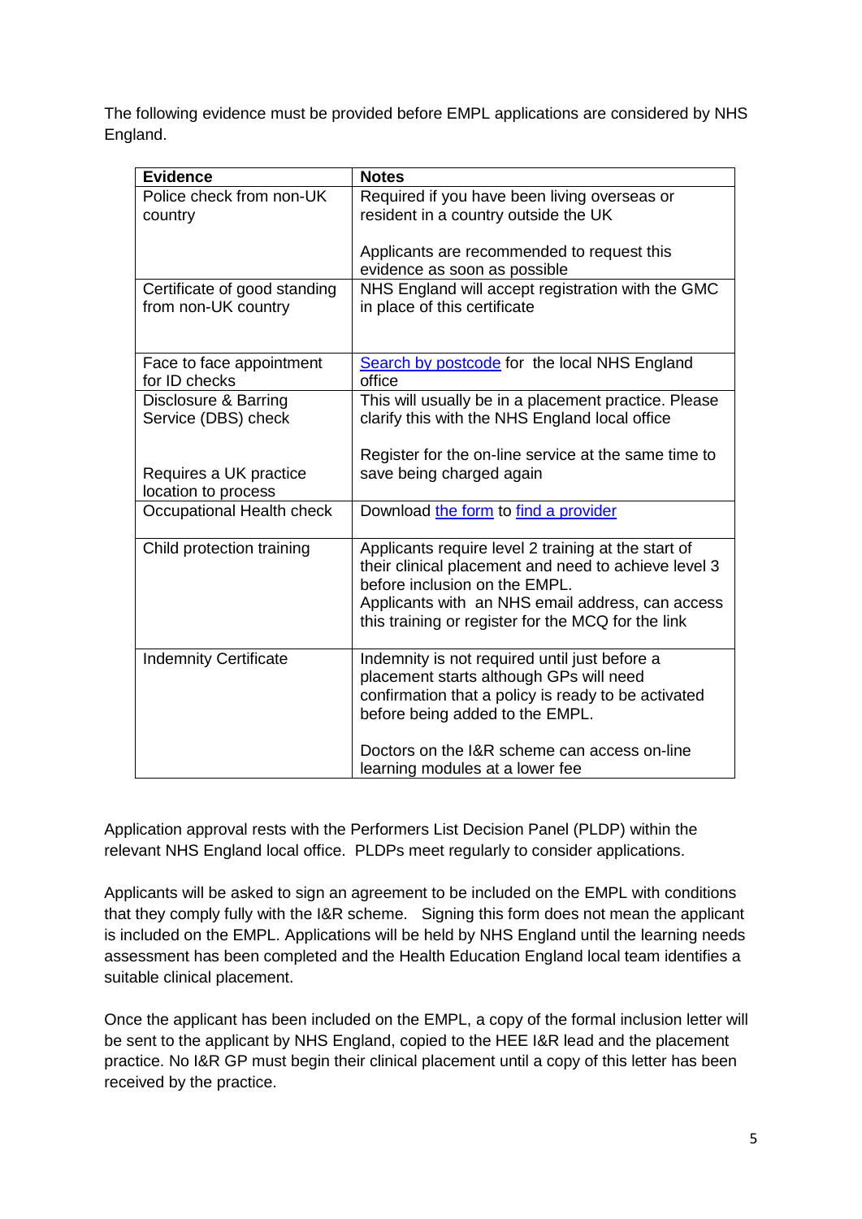The following evidence must be provided before EMPL applications are considered by NHS England.

| Evidence | Notes |
| --- | --- |
| Police check from non-UK country | Required if you have been living overseas or resident in a country outside the UK<br><br>Applicants are recommended to request this evidence as soon as possible |
| Certificate of good standing from non-UK country | NHS England will accept registration with the GMC in place of this certificate |
| Face to face appointment for ID checks | Search by postcode for the local NHS England office |
| Disclosure & Barring Service (DBS) check<br><br>Requires a UK practice location to process | This will usually be in a placement practice. Please clarify this with the NHS England local office<br><br>Register for the on-line service at the same time to save being charged again |
| Occupational Health check | Download the form to find a provider |
| Child protection training | Applicants require level 2 training at the start of their clinical placement and need to achieve level 3 before inclusion on the EMPL.<br>Applicants with an NHS email address, can access this training or register for the MCQ for the link |
| Indemnity Certificate | Indemnity is not required until just before a placement starts although GPs will need confirmation that a policy is ready to be activated before being added to the EMPL.<br><br>Doctors on the I&R scheme can access on-line learning modules at a lower fee |

Application approval rests with the Performers List Decision Panel (PLDP) within the relevant NHS England local office. PLDPs meet regularly to consider applications.

Applicants will be asked to sign an agreement to be included on the EMPL with conditions that they comply fully with the I&R scheme. Signing this form does not mean the applicant is included on the EMPL. Applications will be held by NHS England until the learning needs assessment has been completed and the Health Education England local team identifies a suitable clinical placement.

Once the applicant has been included on the EMPL, a copy of the formal inclusion letter will be sent to the applicant by NHS England, copied to the HEE I&R lead and the placement practice. No I&R GP must begin their clinical placement until a copy of this letter has been received by the practice.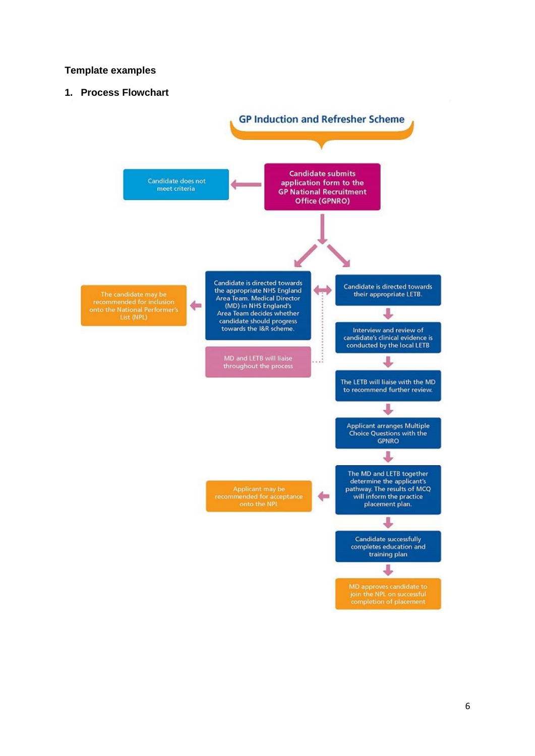**Template examples**

1. **Process Flowchart**

GP Induction and Refresher Scheme

Candidate submits application form to the GP National Recruitment Office (GPNRO)

Candidate does not meet criteria

Candidate is directed towards the appropriate NHS England Area Team. Medical Director (MD) in NHS England's Area Team decides whether candidate should progress towards the I&R scheme.

The candidate may be recommended for inclusion onto the National Performer's List (NPL)

MD and LETB will liaise throughout the process

Candidate is directed towards their appropriate LETB.

Interview and review of candidate's clinical evidence is conducted by the local LETB

The LETB will liaise with the MD to recommend further review.

Applicant arranges Multiple Choice Questions with the GPNRO

The MD and LETB together determine the applicant's pathway. The results of MCQ will inform the practice placement plan.

Applicant may be recommended for acceptance onto the NPL

Candidate successfully completes education and training plan

MD approves candidate to join the NPL on successful completion of placement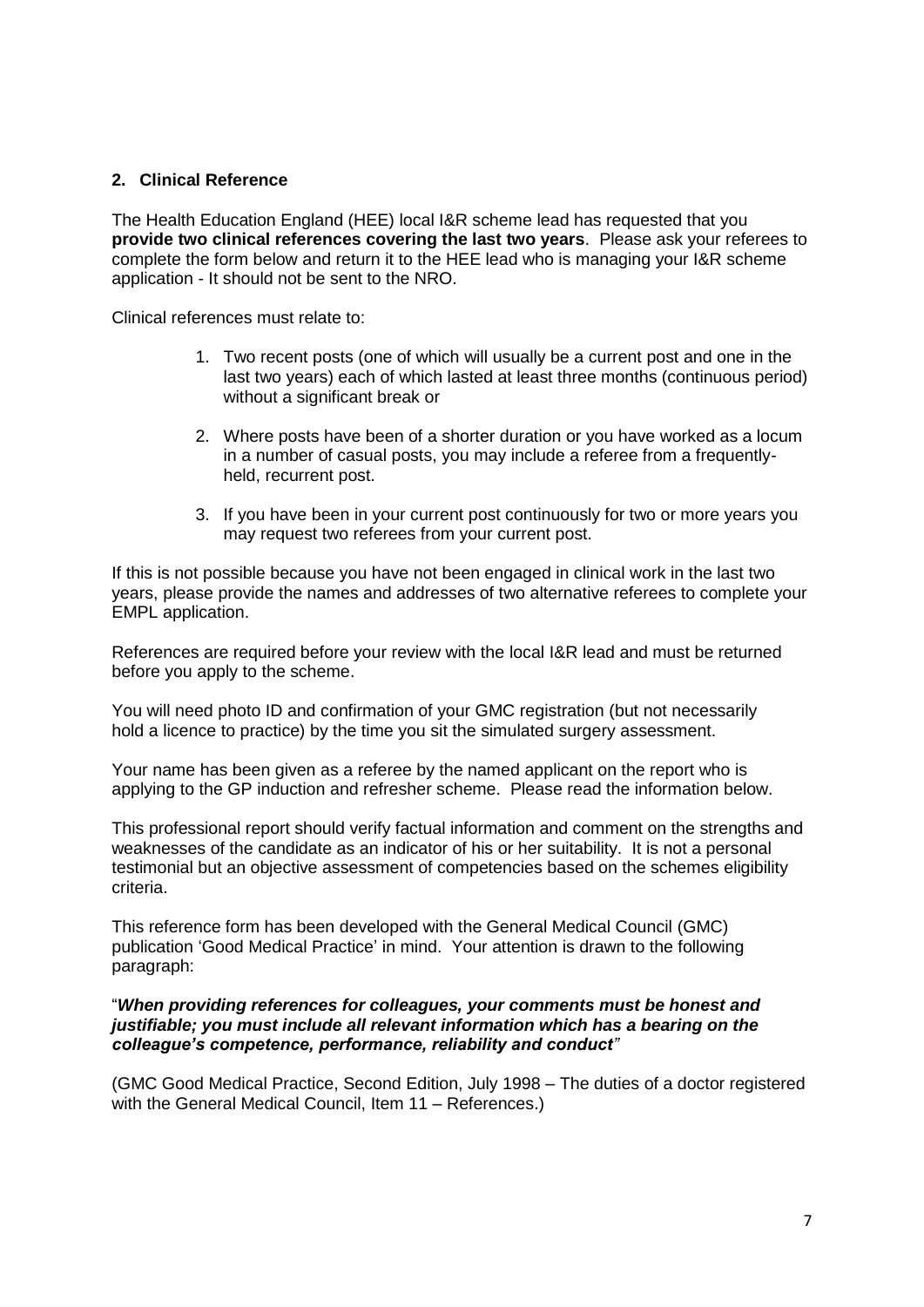## 2. Clinical Reference

The Health Education England (HEE) local I&R scheme lead has requested that you **provide two clinical references covering the last two years**. Please ask your referees to complete the form below and return it to the HEE lead who is managing your I&R scheme application - It should not be sent to the NRO.

Clinical references must relate to:

1. Two recent posts (one of which will usually be a current post and one in the last two years) each of which lasted at least three months (continuous period) without a significant break or

2. Where posts have been of a shorter duration or you have worked as a locum in a number of casual posts, you may include a referee from a frequently-held, recurrent post.

3. If you have been in your current post continuously for two or more years you may request two referees from your current post.

If this is not possible because you have not been engaged in clinical work in the last two years, please provide the names and addresses of two alternative referees to complete your EMPL application.

References are required before your review with the local I&R lead and must be returned before you apply to the scheme.

You will need photo ID and confirmation of your GMC registration (but not necessarily hold a licence to practice) by the time you sit the simulated surgery assessment.

Your name has been given as a referee by the named applicant on the report who is applying to the GP induction and refresher scheme. Please read the information below.

This professional report should verify factual information and comment on the strengths and weaknesses of the candidate as an indicator of his or her suitability. It is not a personal testimonial but an objective assessment of competencies based on the schemes eligibility criteria.

This reference form has been developed with the General Medical Council (GMC) publication 'Good Medical Practice' in mind. Your attention is drawn to the following paragraph:

"***When providing references for colleagues, your comments must be honest and justifiable; you must include all relevant information which has a bearing on the colleague's competence, performance, reliability and conduct***"

(GMC Good Medical Practice, Second Edition, July 1998 – The duties of a doctor registered with the General Medical Council, Item 11 – References.)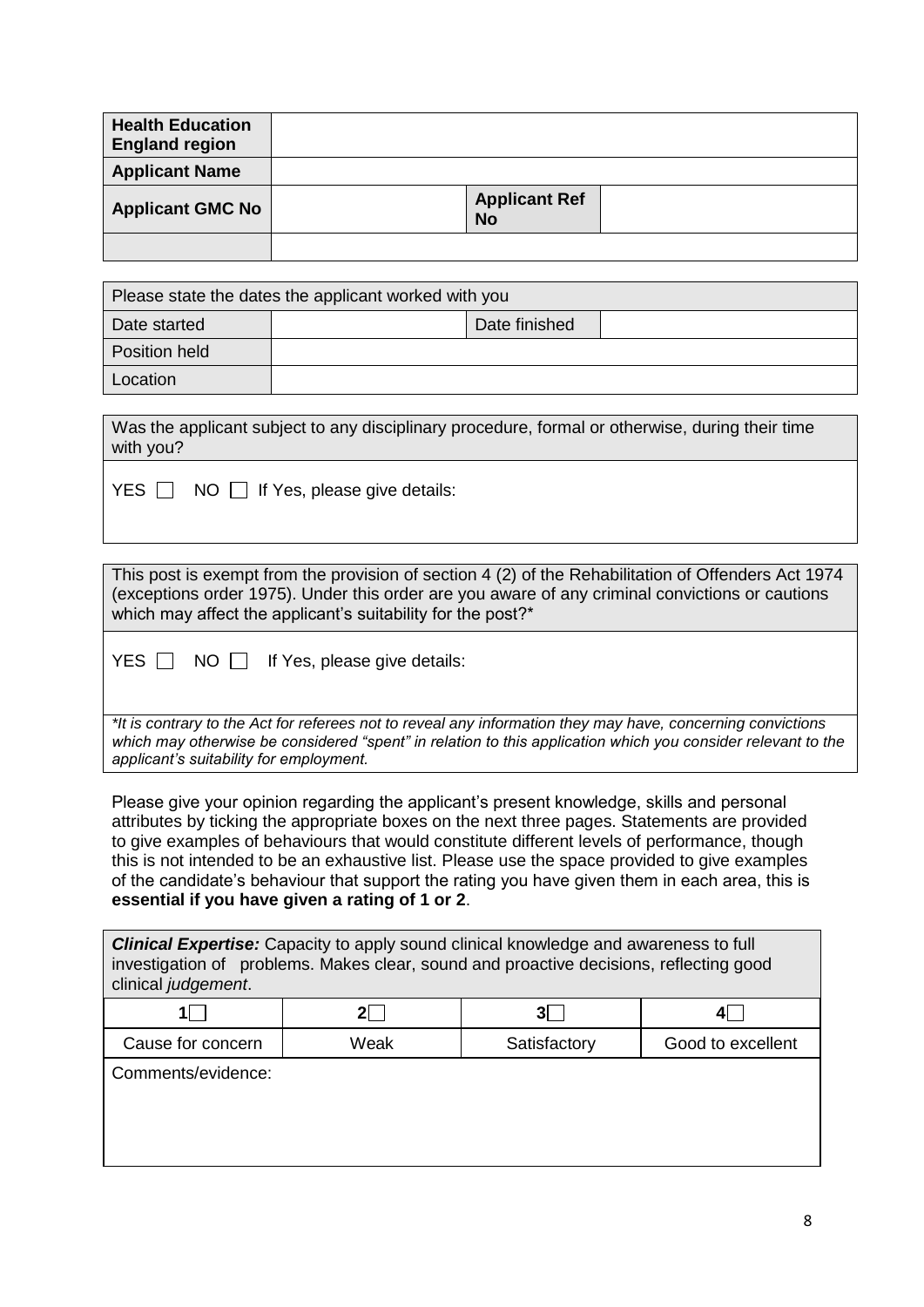| **Health Education England region** | | | |
| --- | --- | --- | --- |
| **Applicant Name** | | | |
| **Applicant GMC No** | | **Applicant Ref No** | |
| | | | |

| Please state the dates the applicant worked with you | | | |
| --- | --- | --- | --- |
| Date started | | Date finished | |
| Position held | | | |
| Location | | | |

| Was the applicant subject to any disciplinary procedure, formal or otherwise, during their time with you? |
| --- |
| YES ☐ NO ☐ If Yes, please give details: |

| This post is exempt from the provision of section 4 (2) of the Rehabilitation of Offenders Act 1974 (exceptions order 1975). Under this order are you aware of any criminal convictions or cautions which may affect the applicant's suitability for the post?* |
| --- |
| YES ☐ NO ☐ If Yes, please give details: |
| **\*It is contrary to the Act for referees not to reveal any information they may have, concerning convictions which may otherwise be considered "spent" in relation to this application which you consider relevant to the applicant's suitability for employment.** |

Please give your opinion regarding the applicant's present knowledge, skills and personal attributes by ticking the appropriate boxes on the next three pages. Statements are provided to give examples of behaviours that would constitute different levels of performance, though this is not intended to be an exhaustive list. Please use the space provided to give examples of the candidate's behaviour that support the rating you have given them in each area, this is **essential if you have given a rating of 1 or 2**.

| ***Clinical Expertise:*** Capacity to apply sound clinical knowledge and awareness to full investigation of problems. Makes clear, sound and proactive decisions, reflecting good clinical *judgement*. | | | |
| --- | --- | --- | --- |
| **1** ☐ | **2** ☐ | **3** ☐ | **4** ☐ |
| Cause for concern | Weak | Satisfactory | Good to excellent |
| Comments/evidence: | | | |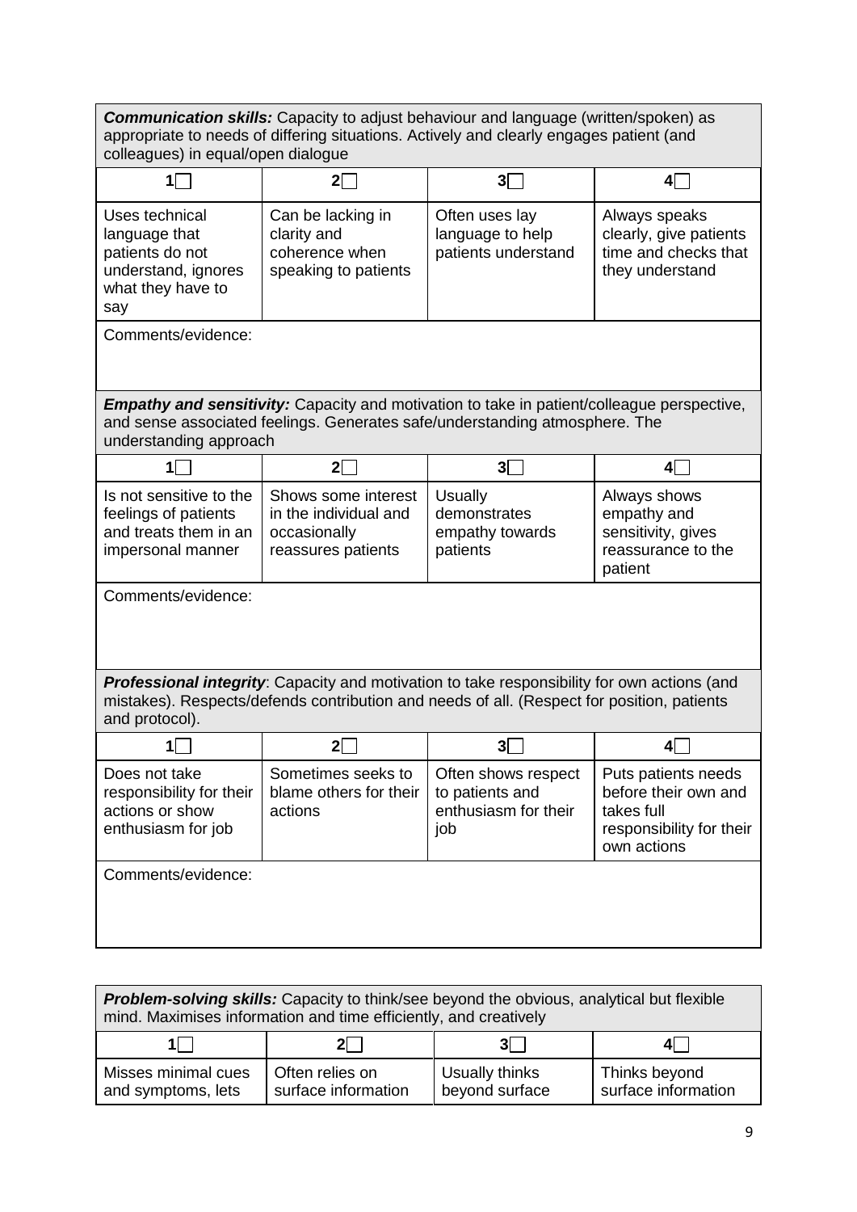| ***Communication skills:*** Capacity to adjust behaviour and language (written/spoken) as appropriate to needs of differing situations. Actively and clearly engages patient (and colleagues) in equal/open dialogue | | | |
|---|---|---|---|
| **1**☐ | **2**☐ | **3**☐ | **4**☐ |
| Uses technical language that patients do not understand, ignores what they have to say | Can be lacking in clarity and coherence when speaking to patients | Often uses lay language to help patients understand | Always speaks clearly, give patients time and checks that they understand |
| Comments/evidence: | | | |

| ***Empathy and sensitivity:*** Capacity and motivation to take in patient/colleague perspective, and sense associated feelings. Generates safe/understanding atmosphere. The understanding approach | | | |
|---|---|---|---|
| **1**☐ | **2**☐ | **3**☐ | **4**☐ |
| Is not sensitive to the feelings of patients and treats them in an impersonal manner | Shows some interest in the individual and occasionally reassures patients | Usually demonstrates empathy towards patients | Always shows empathy and sensitivity, gives reassurance to the patient |
| Comments/evidence: | | | |

| ***Professional integrity***: Capacity and motivation to take responsibility for own actions (and mistakes). Respects/defends contribution and needs of all. (Respect for position, patients and protocol). | | | |
|---|---|---|---|
| **1**☐ | **2**☐ | **3**☐ | **4**☐ |
| Does not take responsibility for their actions or show enthusiasm for job | Sometimes seeks to blame others for their actions | Often shows respect to patients and enthusiasm for their job | Puts patients needs before their own and takes full responsibility for their own actions |
| Comments/evidence: | | | |

| ***Problem-solving skills:*** Capacity to think/see beyond the obvious, analytical but flexible mind. Maximises information and time efficiently, and creatively | | | |
|---|---|---|---|
| **1**☐ | **2**☐ | **3**☐ | **4**☐ |
| Misses minimal cues and symptoms, lets | Often relies on surface information | Usually thinks beyond surface | Thinks beyond surface information |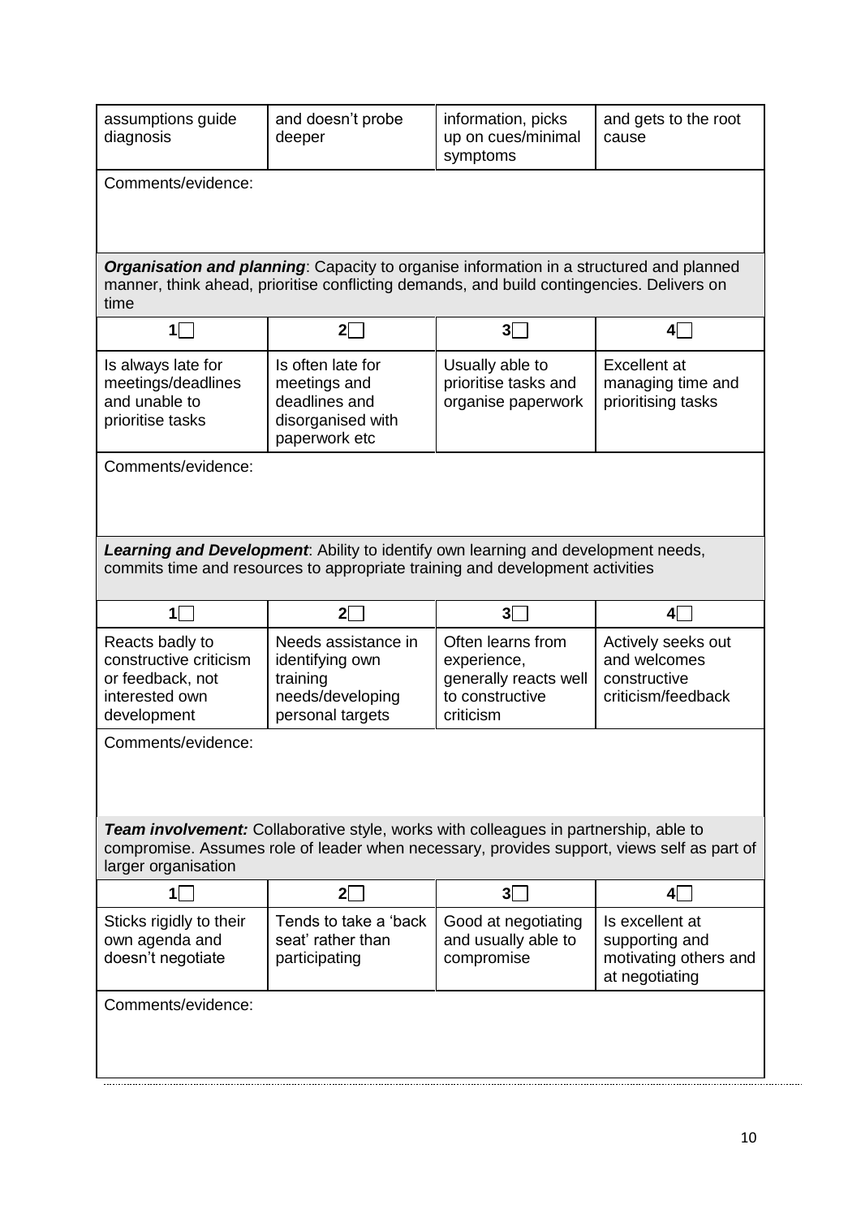| assumptions guide diagnosis | and doesn't probe deeper | information, picks up on cues/minimal symptoms | and gets to the root cause |
|---|---|---|---|

Comments/evidence:

***Organisation and planning***: Capacity to organise information in a structured and planned manner, think ahead, prioritise conflicting demands, and build contingencies. Delivers on time

| 1☐ | 2☐ | 3☐ | 4☐ |
|---|---|---|---|
| Is always late for meetings/deadlines and unable to prioritise tasks | Is often late for meetings and deadlines and disorganised with paperwork etc | Usually able to prioritise tasks and organise paperwork | Excellent at managing time and prioritising tasks |

Comments/evidence:

***Learning and Development***: Ability to identify own learning and development needs, commits time and resources to appropriate training and development activities

| 1☐ | 2☐ | 3☐ | 4☐ |
|---|---|---|---|
| Reacts badly to constructive criticism or feedback, not interested own development | Needs assistance in identifying own training needs/developing personal targets | Often learns from experience, generally reacts well to constructive criticism | Actively seeks out and welcomes constructive criticism/feedback |

Comments/evidence:

***Team involvement:*** Collaborative style, works with colleagues in partnership, able to compromise. Assumes role of leader when necessary, provides support, views self as part of larger organisation

| 1☐ | 2☐ | 3☐ | 4☐ |
|---|---|---|---|
| Sticks rigidly to their own agenda and doesn't negotiate | Tends to take a 'back seat' rather than participating | Good at negotiating and usually able to compromise | Is excellent at supporting and motivating others and at negotiating |

Comments/evidence: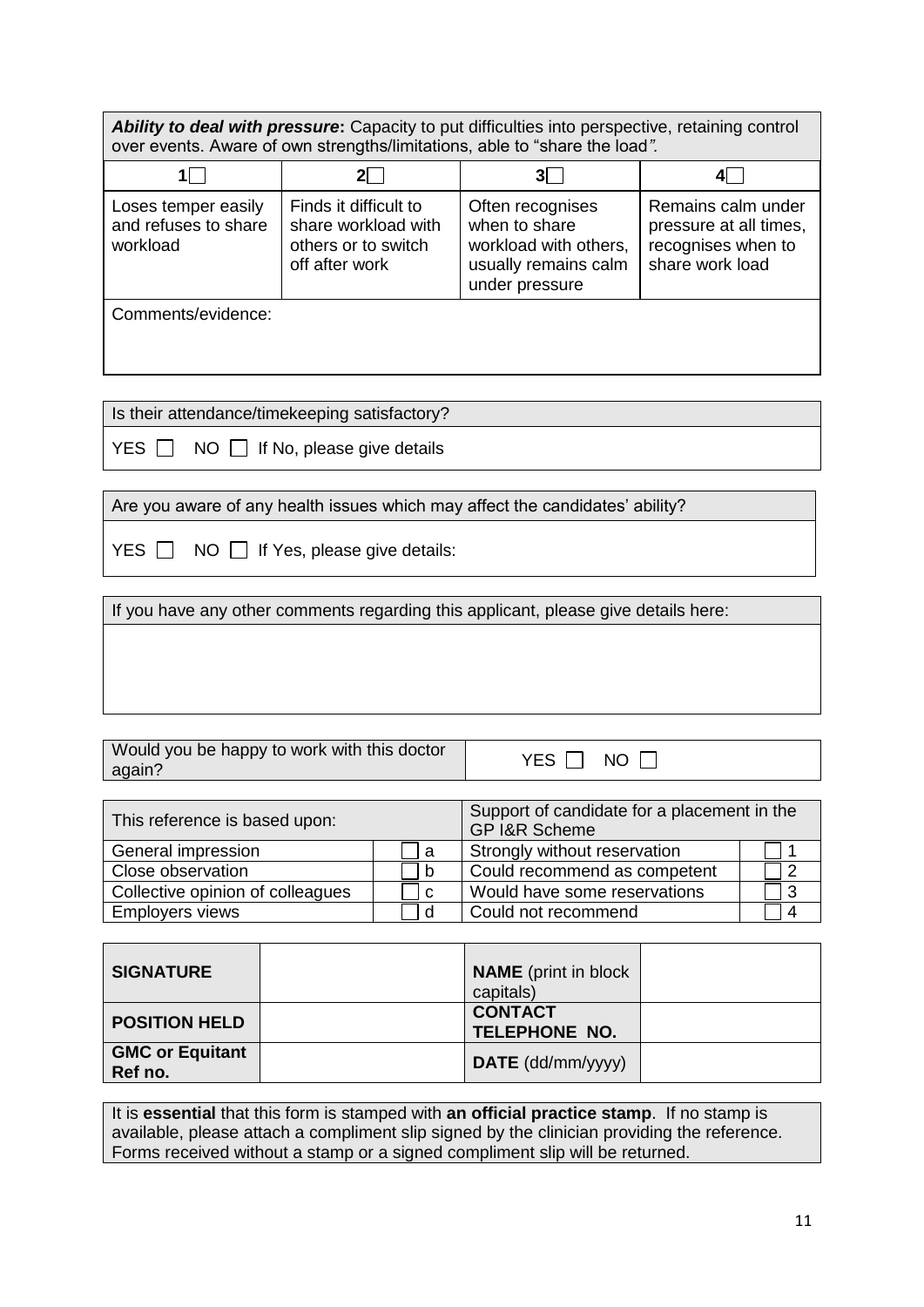| ***Ability to deal with pressure*:** Capacity to put difficulties into perspective, retaining control over events. Aware of own strengths/limitations, able to "share the load". | | | |
|---|---|---|---|
| 1☐ | 2☐ | 3☐ | 4☐ |
| Loses temper easily and refuses to share workload | Finds it difficult to share workload with others or to switch off after work | Often recognises when to share workload with others, usually remains calm under pressure | Remains calm under pressure at all times, recognises when to share work load |
| Comments/evidence: | | | |

| Is their attendance/timekeeping satisfactory? |
|---|
| YES ☐ NO ☐ If No, please give details |

| Are you aware of any health issues which may affect the candidates' ability? |
|---|
| YES ☐ NO ☐ If Yes, please give details: |

| If you have any other comments regarding this applicant, please give details here: |
|---|
| |

| Would you be happy to work with this doctor again? | YES ☐ NO ☐ |
|---|---|

| This reference is based upon: | | Support of candidate for a placement in the GP I&R Scheme | |
|---|---|---|---|
| General impression | ☐ a | Strongly without reservation | ☐ 1 |
| Close observation | ☐ b | Could recommend as competent | ☐ 2 |
| Collective opinion of colleagues | ☐ c | Would have some reservations | ☐ 3 |
| Employers views | ☐ d | Could not recommend | ☐ 4 |

| **SIGNATURE** | | **NAME** (print in block capitals) | |
|---|---|---|---|
| **POSITION HELD** | | **CONTACT TELEPHONE NO.** | |
| **GMC or Equitant Ref no.** | | **DATE** (dd/mm/yyyy) | |

It is **essential** that this form is stamped with **an official practice stamp**. If no stamp is available, please attach a compliment slip signed by the clinician providing the reference. Forms received without a stamp or a signed compliment slip will be returned.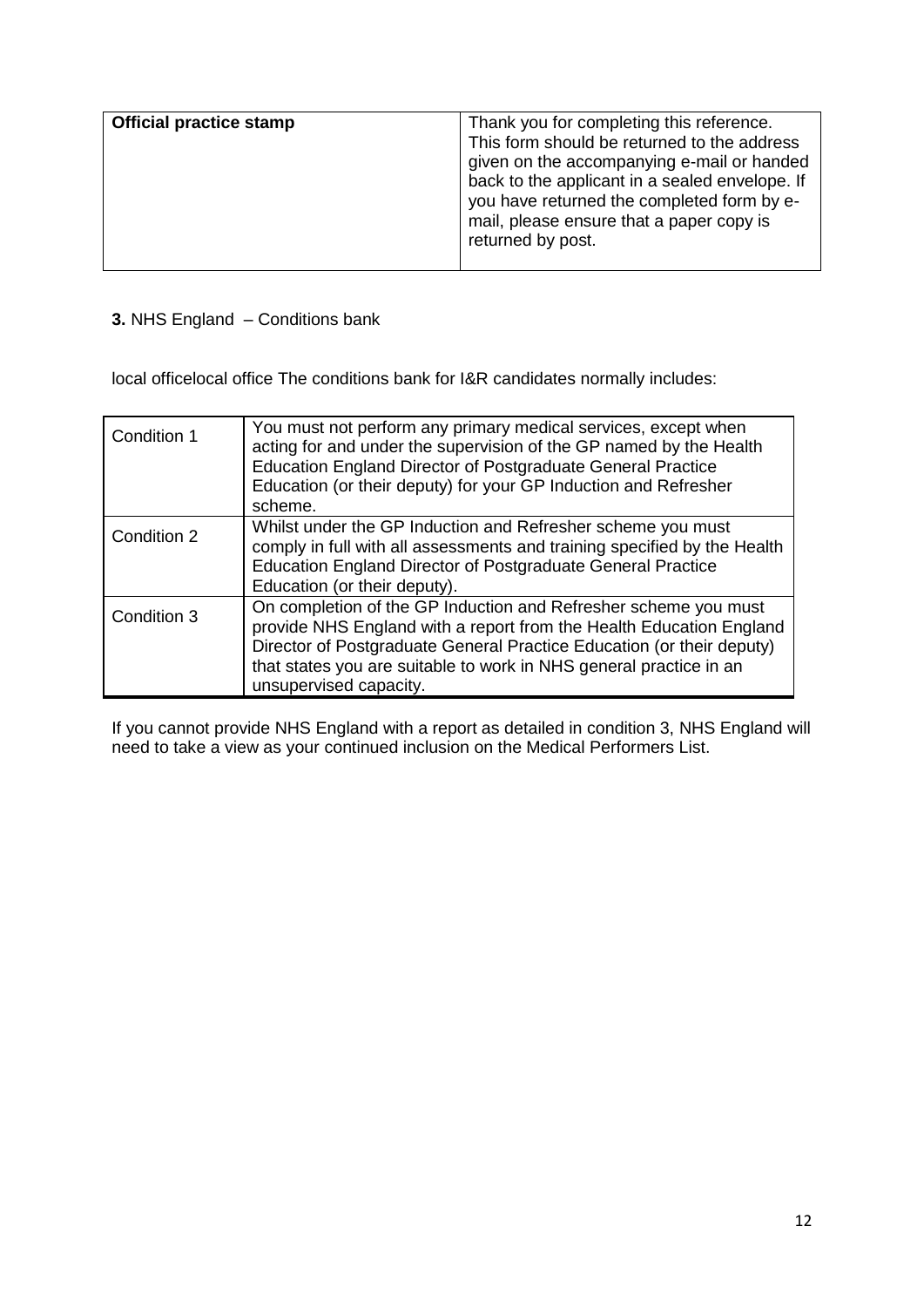| **Official practice stamp** | Thank you for completing this reference. This form should be returned to the address given on the accompanying e-mail or handed back to the applicant in a sealed envelope. If you have returned the completed form by e-mail, please ensure that a paper copy is returned by post. |
|---|---|

**3.** NHS England – Conditions bank

local officelocal office The conditions bank for I&R candidates normally includes:

| Condition 1 | You must not perform any primary medical services, except when acting for and under the supervision of the GP named by the Health Education England Director of Postgraduate General Practice Education (or their deputy) for your GP Induction and Refresher scheme. |
|---|---|
| Condition 2 | Whilst under the GP Induction and Refresher scheme you must comply in full with all assessments and training specified by the Health Education England Director of Postgraduate General Practice Education (or their deputy). |
| Condition 3 | On completion of the GP Induction and Refresher scheme you must provide NHS England with a report from the Health Education England Director of Postgraduate General Practice Education (or their deputy) that states you are suitable to work in NHS general practice in an unsupervised capacity. |

If you cannot provide NHS England with a report as detailed in condition 3, NHS England will need to take a view as your continued inclusion on the Medical Performers List.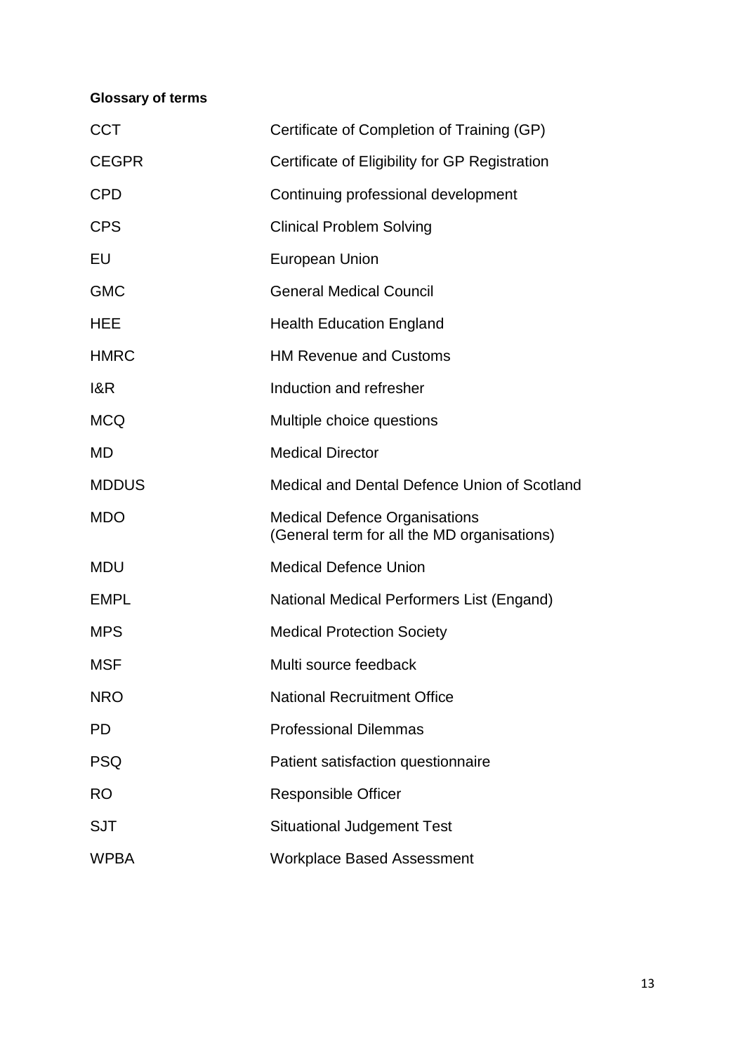**Glossary of terms**

| | |
|---|---|
| CCT | Certificate of Completion of Training (GP) |
| CEGPR | Certificate of Eligibility for GP Registration |
| CPD | Continuing professional development |
| CPS | Clinical Problem Solving |
| EU | European Union |
| GMC | General Medical Council |
| HEE | Health Education England |
| HMRC | HM Revenue and Customs |
| I&R | Induction and refresher |
| MCQ | Multiple choice questions |
| MD | Medical Director |
| MDDUS | Medical and Dental Defence Union of Scotland |
| MDO | Medical Defence Organisations (General term for all the MD organisations) |
| MDU | Medical Defence Union |
| EMPL | National Medical Performers List (Engand) |
| MPS | Medical Protection Society |
| MSF | Multi source feedback |
| NRO | National Recruitment Office |
| PD | Professional Dilemmas |
| PSQ | Patient satisfaction questionnaire |
| RO | Responsible Officer |
| SJT | Situational Judgement Test |
| WPBA | Workplace Based Assessment |